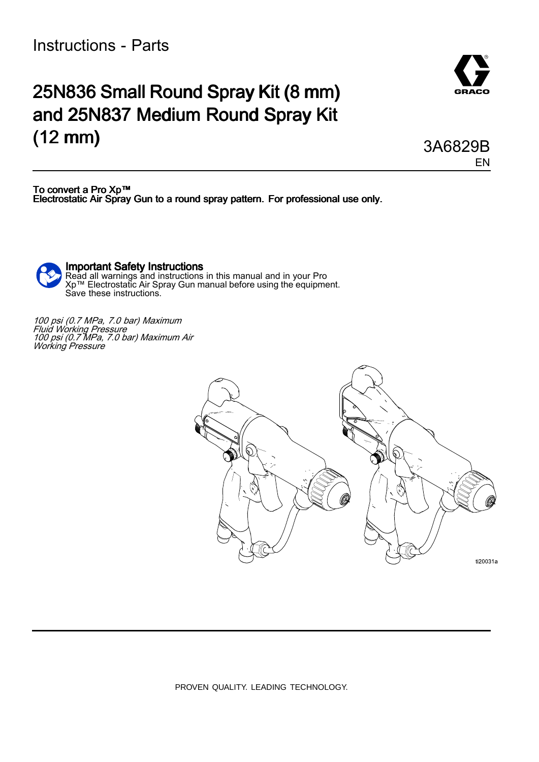Instructions - Parts

# 25N836 Small Round Spray Kit (8 mm) and 25N837 Medium Round Spray Kit (12 mm)

3A6829B

EN

**To convert a Pro Xp™ Electrostatic Air Spray Gun to a round spray pattern. For professional use only.**

**Important Safety Instructions**
Read all warnings and instructions in this manual and in your Pro Xp™ Electrostatic Air Spray Gun manual before using the equipment. Save these instructions.

*100 psi (0.7 MPa, 7.0 bar) Maximum Fluid Working Pressure*
*100 psi (0.7 MPa, 7.0 bar) Maximum Air Working Pressure*

ti20031a

PROVEN QUALITY. LEADING TECHNOLOGY.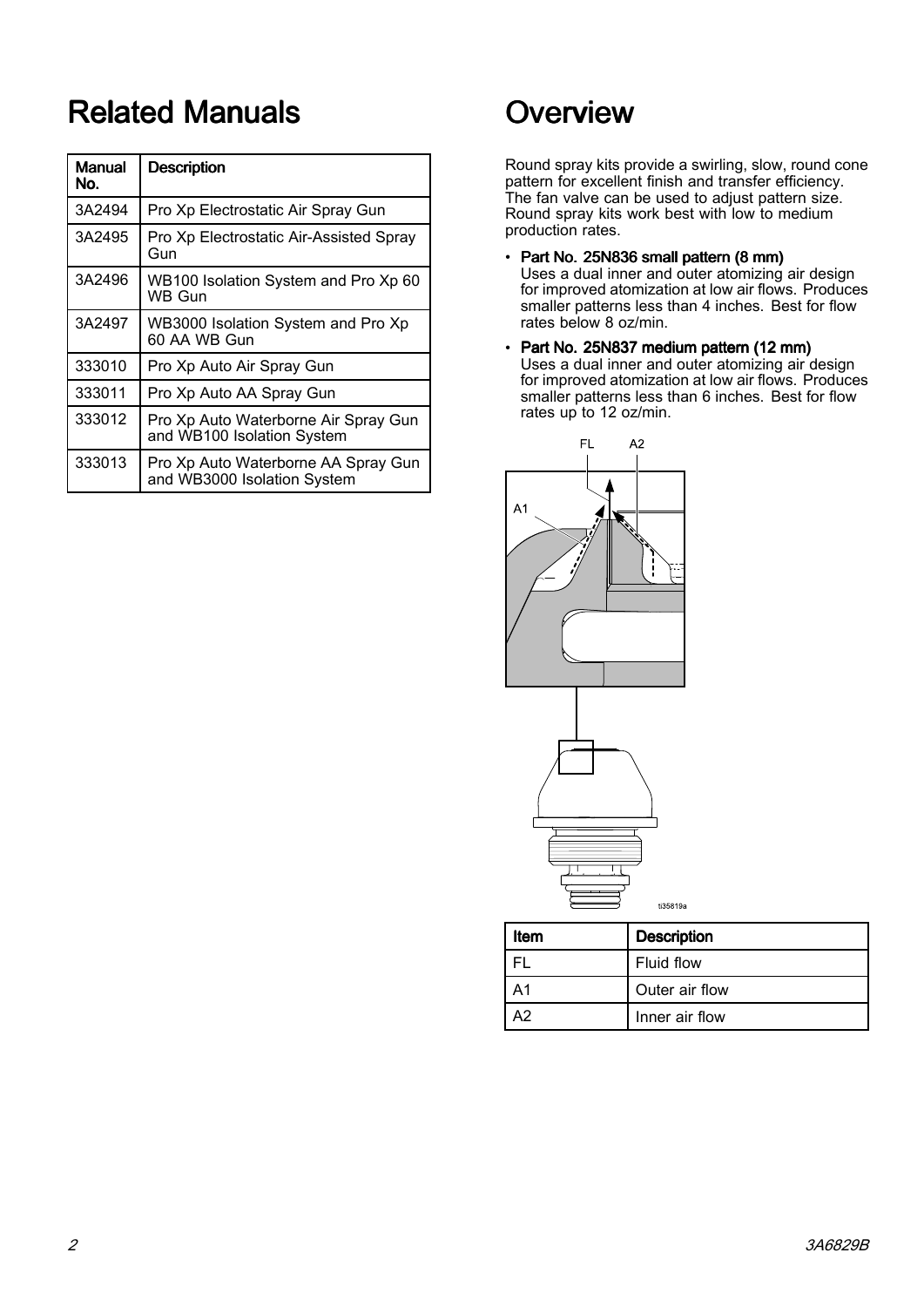# Related Manuals

| Manual No. | Description |
|---|---|
| 3A2494 | Pro Xp Electrostatic Air Spray Gun |
| 3A2495 | Pro Xp Electrostatic Air-Assisted Spray Gun |
| 3A2496 | WB100 Isolation System and Pro Xp 60 WB Gun |
| 3A2497 | WB3000 Isolation System and Pro Xp 60 AA WB Gun |
| 333010 | Pro Xp Auto Air Spray Gun |
| 333011 | Pro Xp Auto AA Spray Gun |
| 333012 | Pro Xp Auto Waterborne Air Spray Gun and WB100 Isolation System |
| 333013 | Pro Xp Auto Waterborne AA Spray Gun and WB3000 Isolation System |

# Overview

Round spray kits provide a swirling, slow, round cone pattern for excellent finish and transfer efficiency. The fan valve can be used to adjust pattern size. Round spray kits work best with low to medium production rates.

- **Part No. 25N836 small pattern (8 mm)**
  Uses a dual inner and outer atomizing air design for improved atomization at low air flows. Produces smaller patterns less than 4 inches. Best for flow rates below 8 oz/min.
- **Part No. 25N837 medium pattern (12 mm)**
  Uses a dual inner and outer atomizing air design for improved atomization at low air flows. Produces smaller patterns less than 6 inches. Best for flow rates up to 12 oz/min.

ti35819a

| Item | Description |
|---|---|
| FL | Fluid flow |
| A1 | Outer air flow |
| A2 | Inner air flow |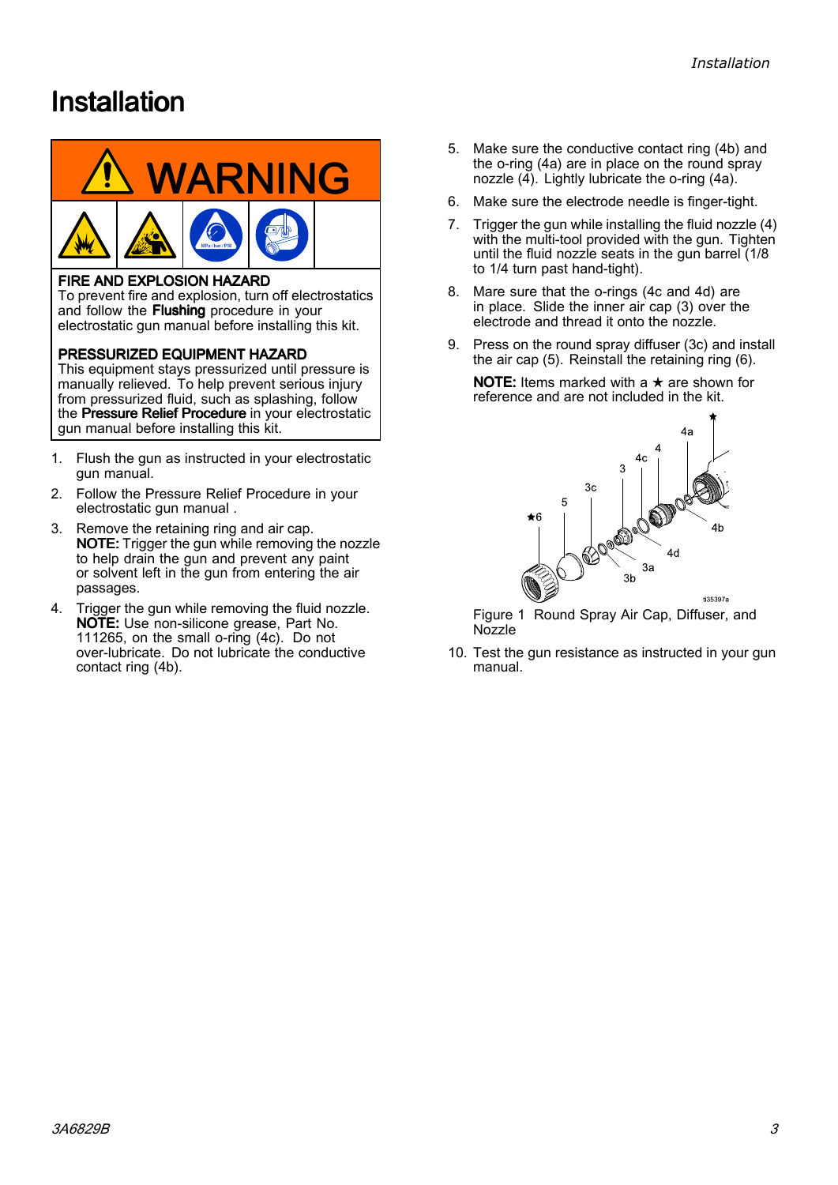# Installation

## WARNING

**FIRE AND EXPLOSION HAZARD**
To prevent fire and explosion, turn off electrostatics and follow the **Flushing** procedure in your electrostatic gun manual before installing this kit.

**PRESSURIZED EQUIPMENT HAZARD**
This equipment stays pressurized until pressure is manually relieved. To help prevent serious injury from pressurized fluid, such as splashing, follow the **Pressure Relief Procedure** in your electrostatic gun manual before installing this kit.

1. Flush the gun as instructed in your electrostatic gun manual.
2. Follow the Pressure Relief Procedure in your electrostatic gun manual .
3. Remove the retaining ring and air cap.
   **NOTE:** Trigger the gun while removing the nozzle to help drain the gun and prevent any paint or solvent left in the gun from entering the air passages.
4. Trigger the gun while removing the fluid nozzle.
   **NOTE:** Use non-silicone grease, Part No. 111265, on the small o-ring (4c). Do not over-lubricate. Do not lubricate the conductive contact ring (4b).
5. Make sure the conductive contact ring (4b) and the o-ring (4a) are in place on the round spray nozzle (4). Lightly lubricate the o-ring (4a).
6. Make sure the electrode needle is finger-tight.
7. Trigger the gun while installing the fluid nozzle (4) with the multi-tool provided with the gun. Tighten until the fluid nozzle seats in the gun barrel (1/8 to 1/4 turn past hand-tight).
8. Mare sure that the o-rings (4c and 4d) are in place. Slide the inner air cap (3) over the electrode and thread it onto the nozzle.
9. Press on the round spray diffuser (3c) and install the air cap (5). Reinstall the retaining ring (6).

   **NOTE:** Items marked with a ★ are shown for reference and are not included in the kit.

Figure 1 Round Spray Air Cap, Diffuser, and Nozzle

10. Test the gun resistance as instructed in your gun manual.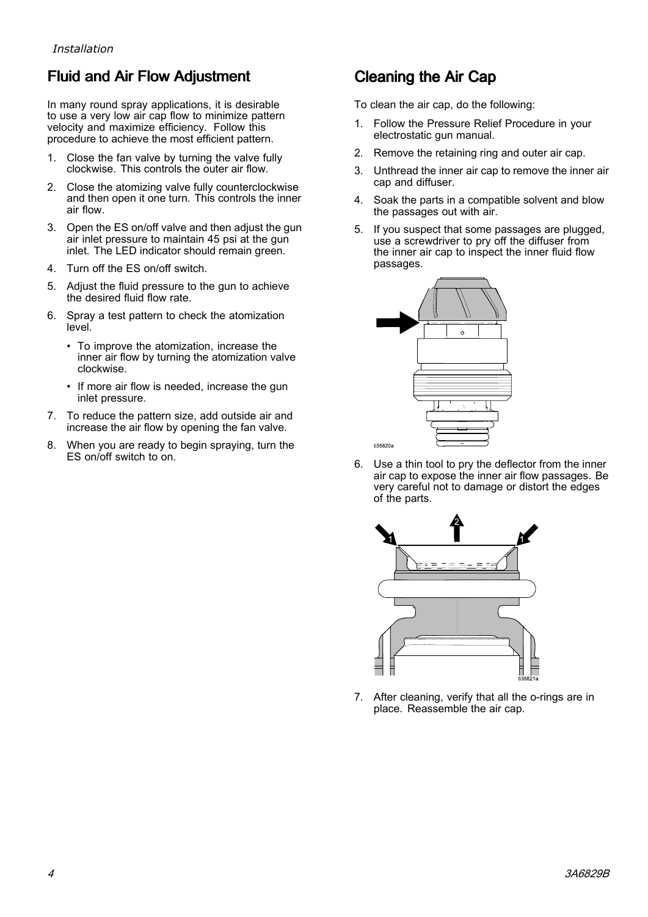## Fluid and Air Flow Adjustment

In many round spray applications, it is desirable to use a very low air cap flow to minimize pattern velocity and maximize efficiency. Follow this procedure to achieve the most efficient pattern.

1. Close the fan valve by turning the valve fully clockwise. This controls the outer air flow.
2. Close the atomizing valve fully counterclockwise and then open it one turn. This controls the inner air flow.
3. Open the ES on/off valve and then adjust the gun air inlet pressure to maintain 45 psi at the gun inlet. The LED indicator should remain green.
4. Turn off the ES on/off switch.
5. Adjust the fluid pressure to the gun to achieve the desired fluid flow rate.
6. Spray a test pattern to check the atomization level.
   - To improve the atomization, increase the inner air flow by turning the atomization valve clockwise.
   - If more air flow is needed, increase the gun inlet pressure.
7. To reduce the pattern size, add outside air and increase the air flow by opening the fan valve.
8. When you are ready to begin spraying, turn the ES on/off switch to on.

## Cleaning the Air Cap

To clean the air cap, do the following:

1. Follow the Pressure Relief Procedure in your electrostatic gun manual.
2. Remove the retaining ring and outer air cap.
3. Unthread the inner air cap to remove the inner air cap and diffuser.
4. Soak the parts in a compatible solvent and blow the passages out with air.
5. If you suspect that some passages are plugged, use a screwdriver to pry off the diffuser from the inner air cap to inspect the inner fluid flow passages.

ti35820a

6. Use a thin tool to pry the deflector from the inner air cap to expose the inner air flow passages. Be very careful not to damage or distort the edges of the parts.

ti35821a

7. After cleaning, verify that all the o-rings are in place. Reassemble the air cap.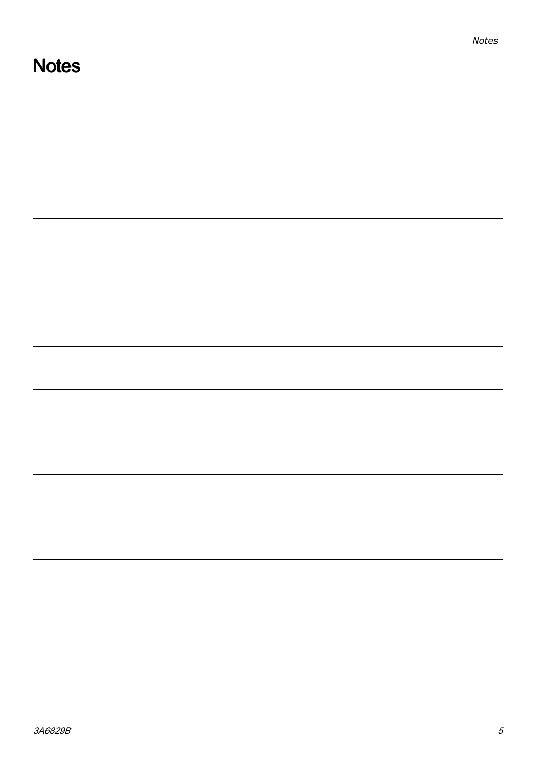# Notes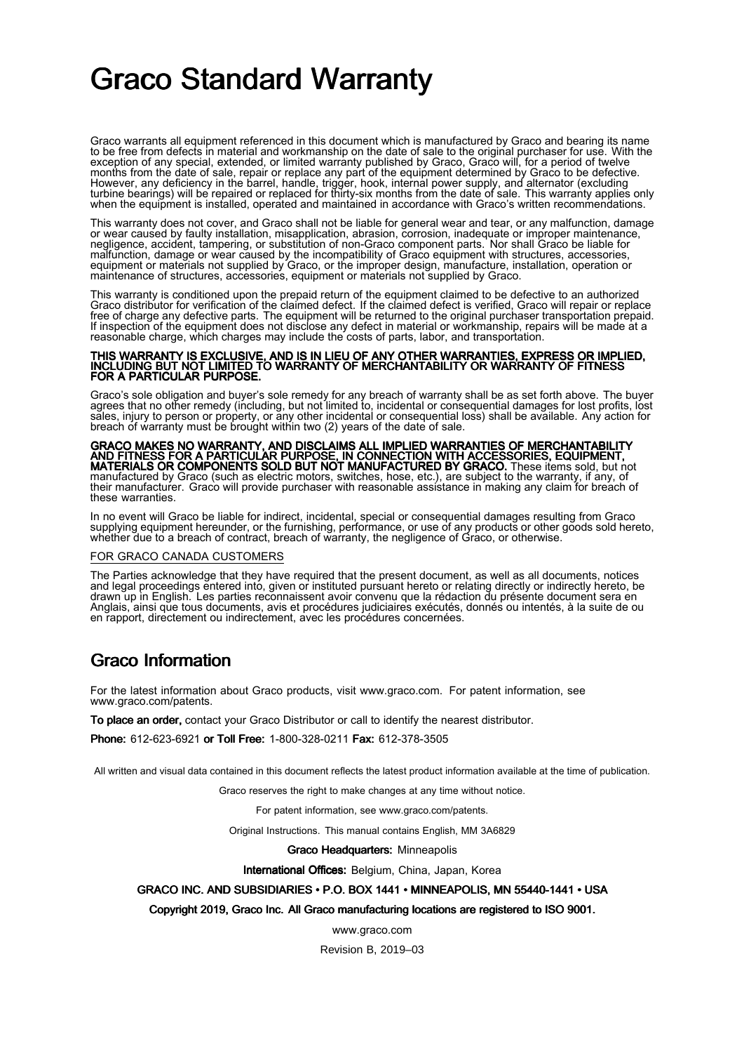# Graco Standard Warranty

Graco warrants all equipment referenced in this document which is manufactured by Graco and bearing its name to be free from defects in material and workmanship on the date of sale to the original purchaser for use. With the exception of any special, extended, or limited warranty published by Graco, Graco will, for a period of twelve months from the date of sale, repair or replace any part of the equipment determined by Graco to be defective. However, any deficiency in the barrel, handle, trigger, hook, internal power supply, and alternator (excluding turbine bearings) will be repaired or replaced for thirty-six months from the date of sale. This warranty applies only when the equipment is installed, operated and maintained in accordance with Graco's written recommendations.

This warranty does not cover, and Graco shall not be liable for general wear and tear, or any malfunction, damage or wear caused by faulty installation, misapplication, abrasion, corrosion, inadequate or improper maintenance, negligence, accident, tampering, or substitution of non-Graco component parts. Nor shall Graco be liable for malfunction, damage or wear caused by the incompatibility of Graco equipment with structures, accessories, equipment or materials not supplied by Graco, or the improper design, manufacture, installation, operation or maintenance of structures, accessories, equipment or materials not supplied by Graco.

This warranty is conditioned upon the prepaid return of the equipment claimed to be defective to an authorized Graco distributor for verification of the claimed defect. If the claimed defect is verified, Graco will repair or replace free of charge any defective parts. The equipment will be returned to the original purchaser transportation prepaid. If inspection of the equipment does not disclose any defect in material or workmanship, repairs will be made at a reasonable charge, which charges may include the costs of parts, labor, and transportation.

**THIS WARRANTY IS EXCLUSIVE, AND IS IN LIEU OF ANY OTHER WARRANTIES, EXPRESS OR IMPLIED, INCLUDING BUT NOT LIMITED TO WARRANTY OF MERCHANTABILITY OR WARRANTY OF FITNESS FOR A PARTICULAR PURPOSE.**

Graco's sole obligation and buyer's sole remedy for any breach of warranty shall be as set forth above. The buyer agrees that no other remedy (including, but not limited to, incidental or consequential damages for lost profits, lost sales, injury to person or property, or any other incidental or consequential loss) shall be available. Any action for breach of warranty must be brought within two (2) years of the date of sale.

**GRACO MAKES NO WARRANTY, AND DISCLAIMS ALL IMPLIED WARRANTIES OF MERCHANTABILITY AND FITNESS FOR A PARTICULAR PURPOSE, IN CONNECTION WITH ACCESSORIES, EQUIPMENT, MATERIALS OR COMPONENTS SOLD BUT NOT MANUFACTURED BY GRACO.** These items sold, but not manufactured by Graco (such as electric motors, switches, hose, etc.), are subject to the warranty, if any, of their manufacturer. Graco will provide purchaser with reasonable assistance in making any claim for breach of these warranties.

In no event will Graco be liable for indirect, incidental, special or consequential damages resulting from Graco supplying equipment hereunder, or the furnishing, performance, or use of any products or other goods sold hereto, whether due to a breach of contract, breach of warranty, the negligence of Graco, or otherwise.

FOR GRACO CANADA CUSTOMERS

The Parties acknowledge that they have required that the present document, as well as all documents, notices and legal proceedings entered into, given or instituted pursuant hereto or relating directly or indirectly hereto, be drawn up in English. Les parties reconnaissent avoir convenu que la rédaction du présente document sera en Anglais, ainsi que tous documents, avis et procédures judiciaires exécutés, donnés ou intentés, à la suite de ou en rapport, directement ou indirectement, avec les procédures concernées.

## Graco Information

For the latest information about Graco products, visit www.graco.com. For patent information, see www.graco.com/patents.

**To place an order,** contact your Graco Distributor or call to identify the nearest distributor.

**Phone:** 612-623-6921 **or Toll Free:** 1-800-328-0211 **Fax:** 612-378-3505

All written and visual data contained in this document reflects the latest product information available at the time of publication.

Graco reserves the right to make changes at any time without notice.

For patent information, see www.graco.com/patents.

Original Instructions. This manual contains English, MM 3A6829

**Graco Headquarters:** Minneapolis

**International Offices:** Belgium, China, Japan, Korea

**GRACO INC. AND SUBSIDIARIES • P.O. BOX 1441 • MINNEAPOLIS, MN 55440-1441 • USA**

**Copyright 2019, Graco Inc. All Graco manufacturing locations are registered to ISO 9001.**

www.graco.com

Revision B, 2019–03